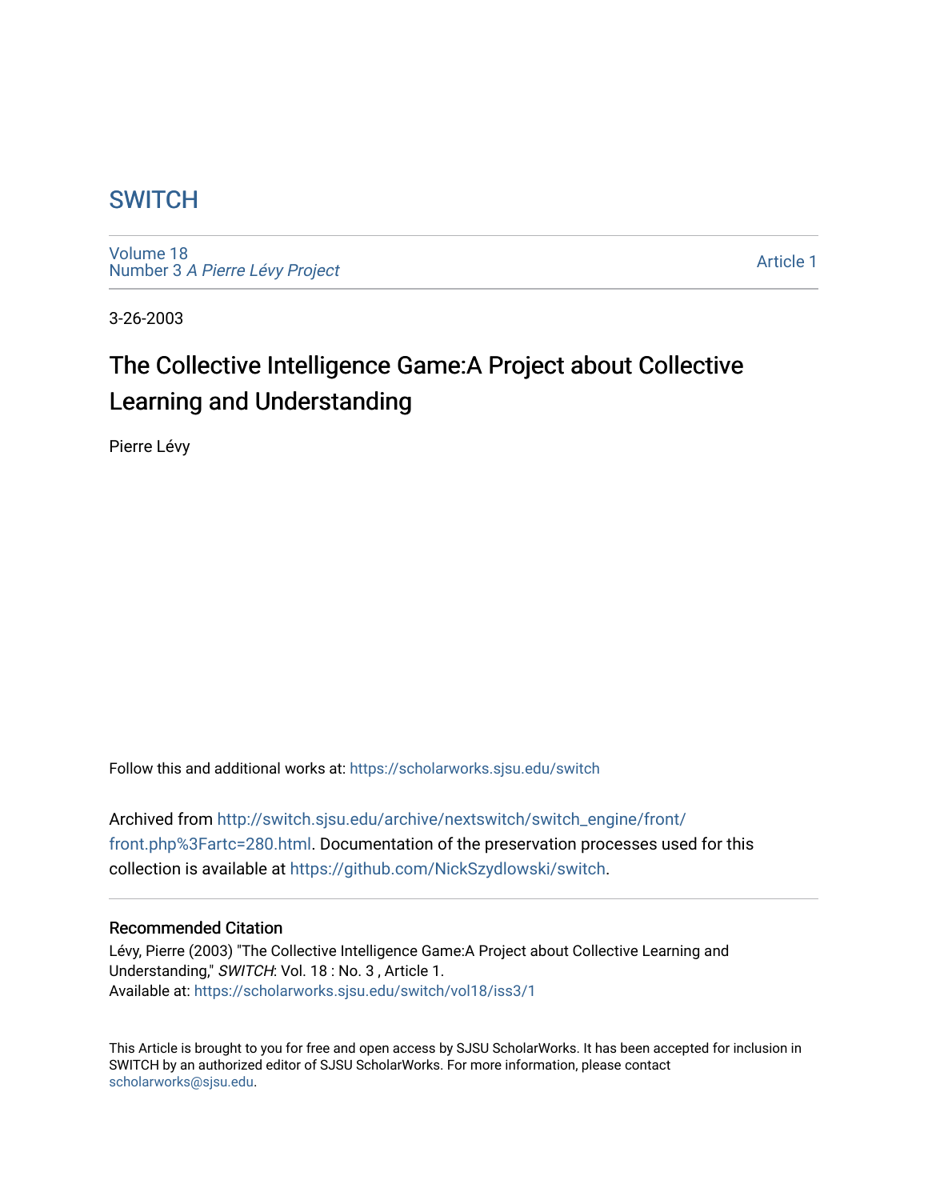# SWITCH

Volume 18
Number 3 *A Pierre Lévy Project*

Article 1

3-26-2003

## The Collective Intelligence Game:A Project about Collective Learning and Understanding

Pierre Lévy

Follow this and additional works at: https://scholarworks.sjsu.edu/switch

Archived from http://switch.sjsu.edu/archive/nextswitch/switch_engine/front/front.php%3Fartc=280.html. Documentation of the preservation processes used for this collection is available at https://github.com/NickSzydlowski/switch.

### Recommended Citation

Lévy, Pierre (2003) "The Collective Intelligence Game:A Project about Collective Learning and Understanding," *SWITCH*: Vol. 18 : No. 3 , Article 1.
Available at: https://scholarworks.sjsu.edu/switch/vol18/iss3/1

This Article is brought to you for free and open access by SJSU ScholarWorks. It has been accepted for inclusion in SWITCH by an authorized editor of SJSU ScholarWorks. For more information, please contact scholarworks@sjsu.edu.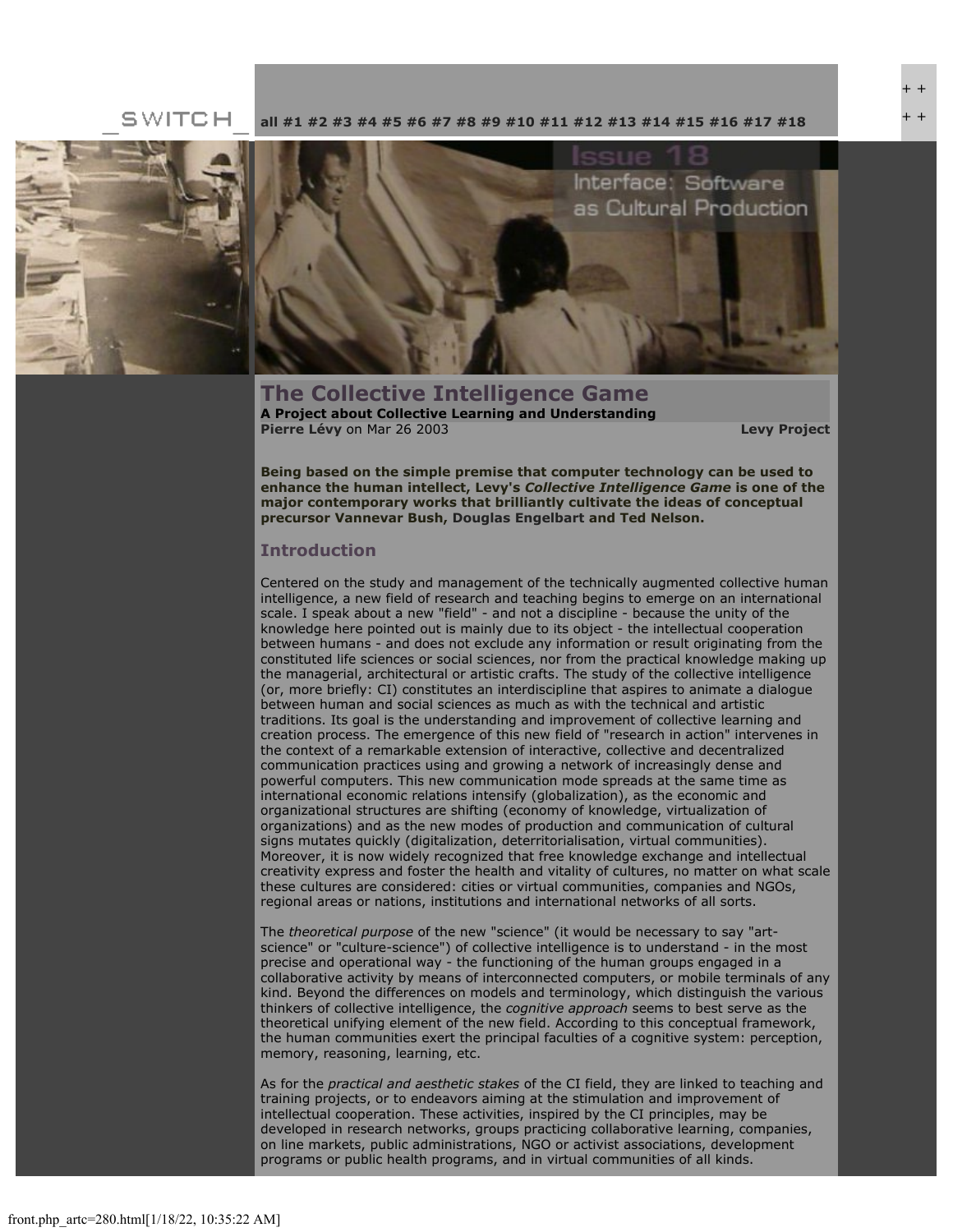_SWITCH_ all #1 #2 #3 #4 #5 #6 #7 #8 #9 #10 #11 #12 #13 #14 #15 #16 #17 #18

Issue 18
Interface: Software as Cultural Production

# The Collective Intelligence Game

**A Project about Collective Learning and Understanding**

**Pierre Lévy** on Mar 26 2003 **Levy Project**

**Being based on the simple premise that computer technology can be used to enhance the human intellect, Levy's *Collective Intelligence Game* is one of the major contemporary works that brilliantly cultivate the ideas of conceptual precursor Vannevar Bush, Douglas Engelbart and Ted Nelson.**

## Introduction

Centered on the study and management of the technically augmented collective human intelligence, a new field of research and teaching begins to emerge on an international scale. I speak about a new "field" - and not a discipline - because the unity of the knowledge here pointed out is mainly due to its object - the intellectual cooperation between humans - and does not exclude any information or result originating from the constituted life sciences or social sciences, nor from the practical knowledge making up the managerial, architectural or artistic crafts. The study of the collective intelligence (or, more briefly: CI) constitutes an interdiscipline that aspires to animate a dialogue between human and social sciences as much as with the technical and artistic traditions. Its goal is the understanding and improvement of collective learning and creation process. The emergence of this new field of "research in action" intervenes in the context of a remarkable extension of interactive, collective and decentralized communication practices using and growing a network of increasingly dense and powerful computers. This new communication mode spreads at the same time as international economic relations intensify (globalization), as the economic and organizational structures are shifting (economy of knowledge, virtualization of organizations) and as the new modes of production and communication of cultural signs mutates quickly (digitalization, deterritorialisation, virtual communities). Moreover, it is now widely recognized that free knowledge exchange and intellectual creativity express and foster the health and vitality of cultures, no matter on what scale these cultures are considered: cities or virtual communities, companies and NGOs, regional areas or nations, institutions and international networks of all sorts.

The *theoretical purpose* of the new "science" (it would be necessary to say "art-science" or "culture-science") of collective intelligence is to understand - in the most precise and operational way - the functioning of the human groups engaged in a collaborative activity by means of interconnected computers, or mobile terminals of any kind. Beyond the differences on models and terminology, which distinguish the various thinkers of collective intelligence, the *cognitive approach* seems to best serve as the theoretical unifying element of the new field. According to this conceptual framework, the human communities exert the principal faculties of a cognitive system: perception, memory, reasoning, learning, etc.

As for the *practical and aesthetic stakes* of the CI field, they are linked to teaching and training projects, or to endeavors aiming at the stimulation and improvement of intellectual cooperation. These activities, inspired by the CI principles, may be developed in research networks, groups practicing collaborative learning, companies, on line markets, public administrations, NGO or activist associations, development programs or public health programs, and in virtual communities of all kinds.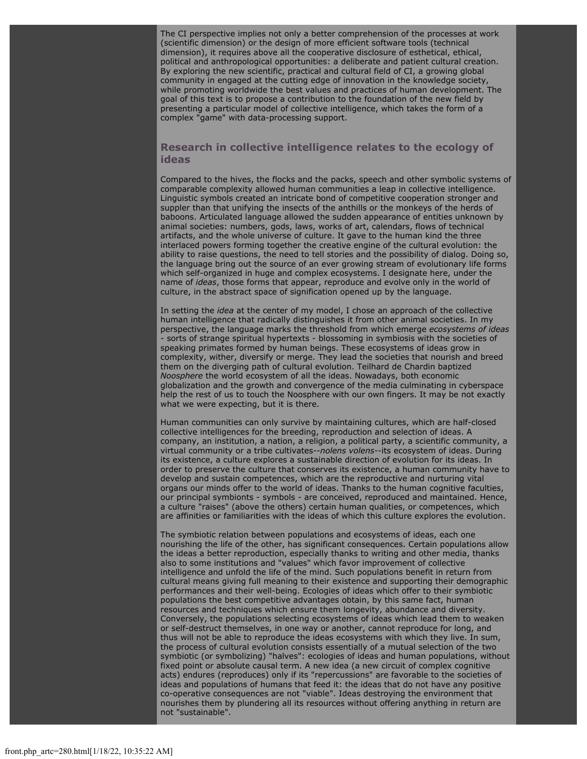The CI perspective implies not only a better comprehension of the processes at work (scientific dimension) or the design of more efficient software tools (technical dimension), it requires above all the cooperative disclosure of esthetical, ethical, political and anthropological opportunities: a deliberate and patient cultural creation. By exploring the new scientific, practical and cultural field of CI, a growing global community in engaged at the cutting edge of innovation in the knowledge society, while promoting worldwide the best values and practices of human development. The goal of this text is to propose a contribution to the foundation of the new field by presenting a particular model of collective intelligence, which takes the form of a complex "game" with data-processing support.

## Research in collective intelligence relates to the ecology of ideas

Compared to the hives, the flocks and the packs, speech and other symbolic systems of comparable complexity allowed human communities a leap in collective intelligence. Linguistic symbols created an intricate bond of competitive cooperation stronger and suppler than that unifying the insects of the anthills or the monkeys of the herds of baboons. Articulated language allowed the sudden appearance of entities unknown by animal societies: numbers, gods, laws, works of art, calendars, flows of technical artifacts, and the whole universe of culture. It gave to the human kind the three interlaced powers forming together the creative engine of the cultural evolution: the ability to raise questions, the need to tell stories and the possibility of dialog. Doing so, the language bring out the source of an ever growing stream of evolutionary life forms which self-organized in huge and complex ecosystems. I designate here, under the name of *ideas*, those forms that appear, reproduce and evolve only in the world of culture, in the abstract space of signification opened up by the language.

In setting the *idea* at the center of my model, I chose an approach of the collective human intelligence that radically distinguishes it from other animal societies. In my perspective, the language marks the threshold from which emerge *ecosystems of ideas* - sorts of strange spiritual hypertexts - blossoming in symbiosis with the societies of speaking primates formed by human beings. These ecosystems of ideas grow in complexity, wither, diversify or merge. They lead the societies that nourish and breed them on the diverging path of cultural evolution. Teilhard de Chardin baptized *Noosphere* the world ecosystem of all the ideas. Nowadays, both economic globalization and the growth and convergence of the media culminating in cyberspace help the rest of us to touch the Noosphere with our own fingers. It may be not exactly what we were expecting, but it is there.

Human communities can only survive by maintaining cultures, which are half-closed collective intelligences for the breeding, reproduction and selection of ideas. A company, an institution, a nation, a religion, a political party, a scientific community, a virtual community or a tribe cultivates--*nolens volens*--its ecosystem of ideas. During its existence, a culture explores a sustainable direction of evolution for its ideas. In order to preserve the culture that conserves its existence, a human community have to develop and sustain competences, which are the reproductive and nurturing vital organs our minds offer to the world of ideas. Thanks to the human cognitive faculties, our principal symbionts - symbols - are conceived, reproduced and maintained. Hence, a culture "raises" (above the others) certain human qualities, or competences, which are affinities or familiarities with the ideas of which this culture explores the evolution.

The symbiotic relation between populations and ecosystems of ideas, each one nourishing the life of the other, has significant consequences. Certain populations allow the ideas a better reproduction, especially thanks to writing and other media, thanks also to some institutions and "values" which favor improvement of collective intelligence and unfold the life of the mind. Such populations benefit in return from cultural means giving full meaning to their existence and supporting their demographic performances and their well-being. Ecologies of ideas which offer to their symbiotic populations the best competitive advantages obtain, by this same fact, human resources and techniques which ensure them longevity, abundance and diversity. Conversely, the populations selecting ecosystems of ideas which lead them to weaken or self-destruct themselves, in one way or another, cannot reproduce for long, and thus will not be able to reproduce the ideas ecosystems with which they live. In sum, the process of cultural evolution consists essentially of a mutual selection of the two symbiotic (or symbolizing) "halves": ecologies of ideas and human populations, without fixed point or absolute causal term. A new idea (a new circuit of complex cognitive acts) endures (reproduces) only if its "repercussions" are favorable to the societies of ideas and populations of humans that feed it: the ideas that do not have any positive co-operative consequences are not "viable". Ideas destroying the environment that nourishes them by plundering all its resources without offering anything in return are not "sustainable".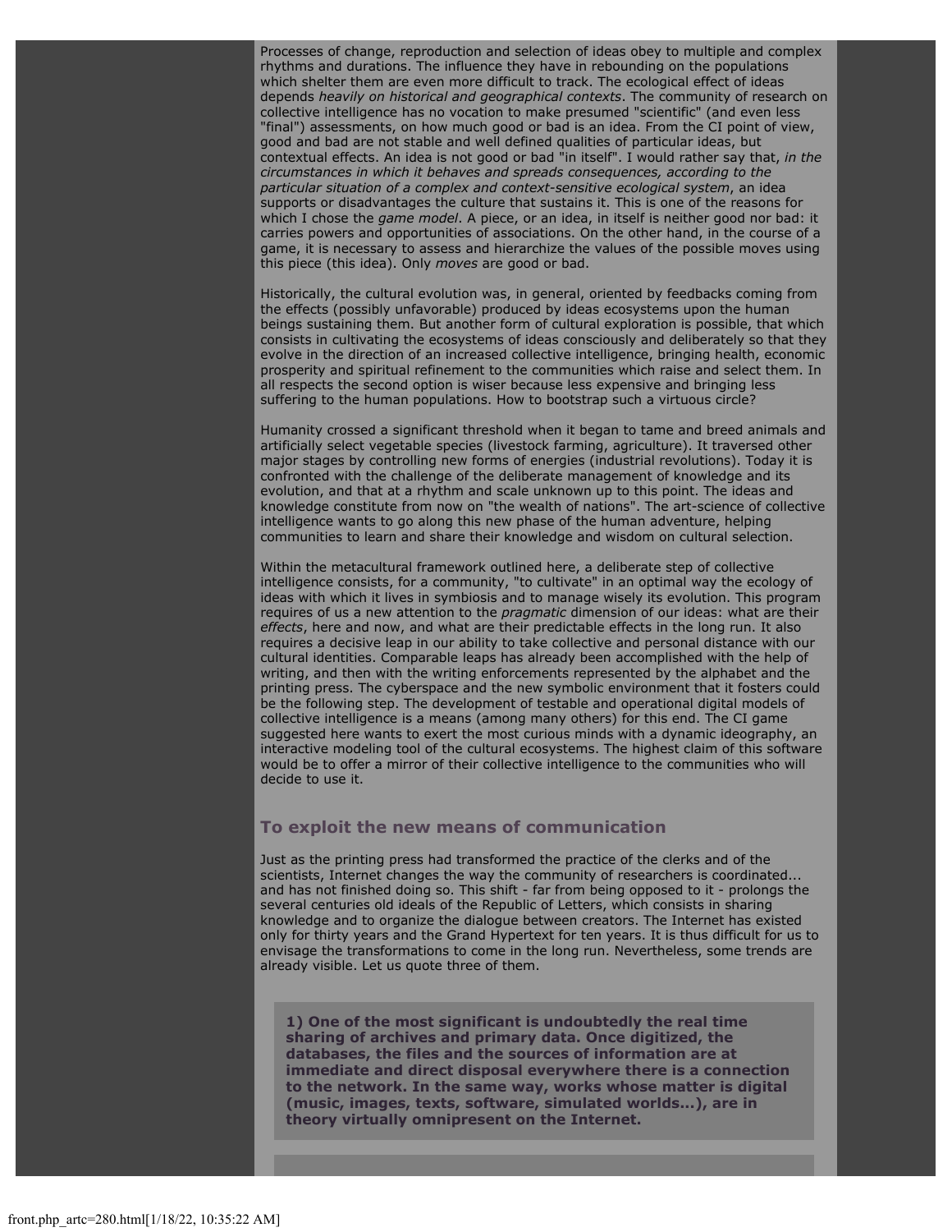Processes of change, reproduction and selection of ideas obey to multiple and complex rhythms and durations. The influence they have in rebounding on the populations which shelter them are even more difficult to track. The ecological effect of ideas depends *heavily on historical and geographical contexts*. The community of research on collective intelligence has no vocation to make presumed "scientific" (and even less "final") assessments, on how much good or bad is an idea. From the CI point of view, good and bad are not stable and well defined qualities of particular ideas, but contextual effects. An idea is not good or bad "in itself". I would rather say that, *in the circumstances in which it behaves and spreads consequences, according to the particular situation of a complex and context-sensitive ecological system*, an idea supports or disadvantages the culture that sustains it. This is one of the reasons for which I chose the *game model*. A piece, or an idea, in itself is neither good nor bad: it carries powers and opportunities of associations. On the other hand, in the course of a game, it is necessary to assess and hierarchize the values of the possible moves using this piece (this idea). Only *moves* are good or bad.

Historically, the cultural evolution was, in general, oriented by feedbacks coming from the effects (possibly unfavorable) produced by ideas ecosystems upon the human beings sustaining them. But another form of cultural exploration is possible, that which consists in cultivating the ecosystems of ideas consciously and deliberately so that they evolve in the direction of an increased collective intelligence, bringing health, economic prosperity and spiritual refinement to the communities which raise and select them. In all respects the second option is wiser because less expensive and bringing less suffering to the human populations. How to bootstrap such a virtuous circle?

Humanity crossed a significant threshold when it began to tame and breed animals and artificially select vegetable species (livestock farming, agriculture). It traversed other major stages by controlling new forms of energies (industrial revolutions). Today it is confronted with the challenge of the deliberate management of knowledge and its evolution, and that at a rhythm and scale unknown up to this point. The ideas and knowledge constitute from now on "the wealth of nations". The art-science of collective intelligence wants to go along this new phase of the human adventure, helping communities to learn and share their knowledge and wisdom on cultural selection.

Within the metacultural framework outlined here, a deliberate step of collective intelligence consists, for a community, "to cultivate" in an optimal way the ecology of ideas with which it lives in symbiosis and to manage wisely its evolution. This program requires of us a new attention to the *pragmatic* dimension of our ideas: what are their *effects*, here and now, and what are their predictable effects in the long run. It also requires a decisive leap in our ability to take collective and personal distance with our cultural identities. Comparable leaps has already been accomplished with the help of writing, and then with the writing enforcements represented by the alphabet and the printing press. The cyberspace and the new symbolic environment that it fosters could be the following step. The development of testable and operational digital models of collective intelligence is a means (among many others) for this end. The CI game suggested here wants to exert the most curious minds with a dynamic ideography, an interactive modeling tool of the cultural ecosystems. The highest claim of this software would be to offer a mirror of their collective intelligence to the communities who will decide to use it.

## To exploit the new means of communication

Just as the printing press had transformed the practice of the clerks and of the scientists, Internet changes the way the community of researchers is coordinated... and has not finished doing so. This shift - far from being opposed to it - prolongs the several centuries old ideals of the Republic of Letters, which consists in sharing knowledge and to organize the dialogue between creators. The Internet has existed only for thirty years and the Grand Hypertext for ten years. It is thus difficult for us to envisage the transformations to come in the long run. Nevertheless, some trends are already visible. Let us quote three of them.

**1) One of the most significant is undoubtedly the real time sharing of archives and primary data. Once digitized, the databases, the files and the sources of information are at immediate and direct disposal everywhere there is a connection to the network. In the same way, works whose matter is digital (music, images, texts, software, simulated worlds...), are in theory virtually omnipresent on the Internet.**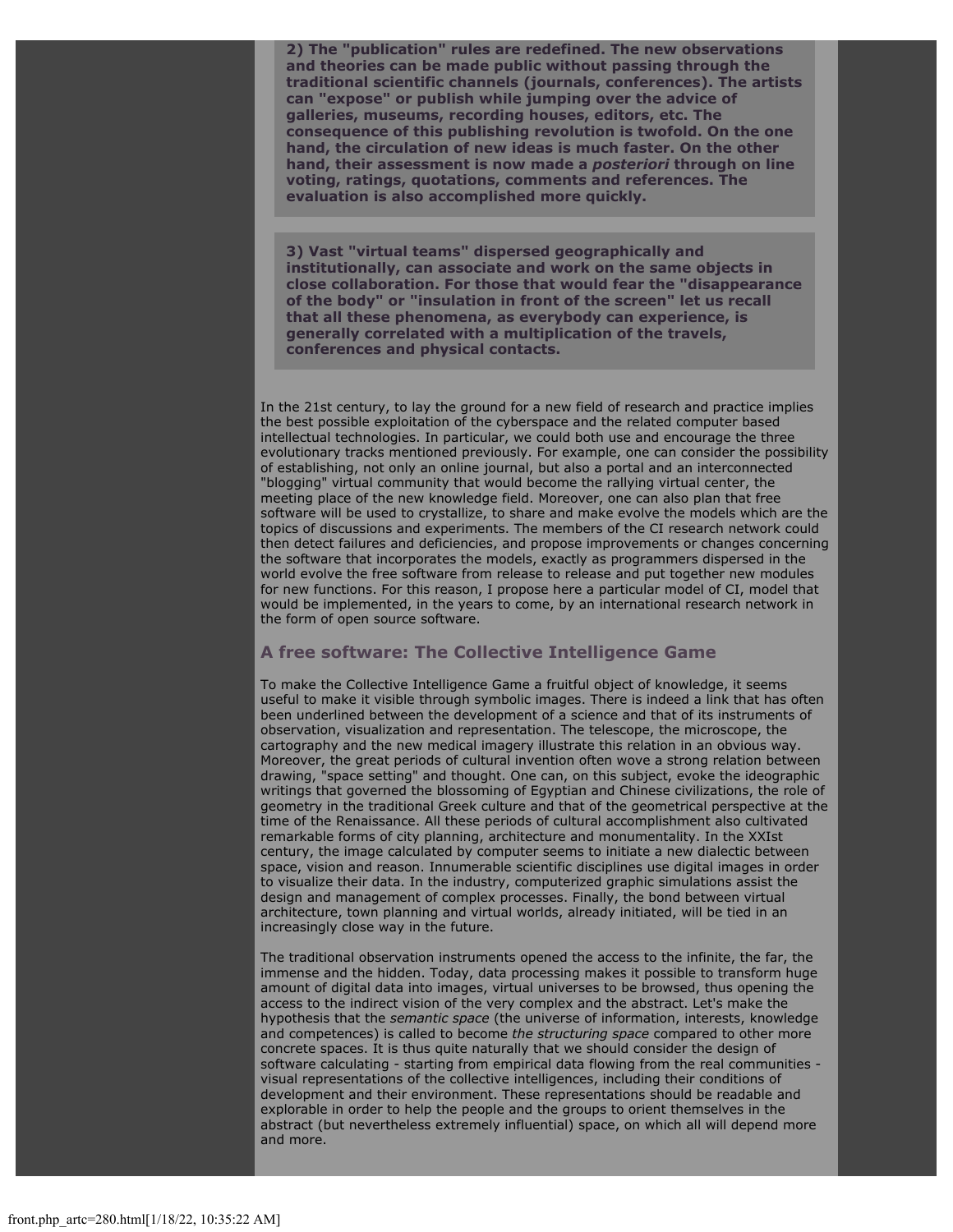**2) The "publication" rules are redefined. The new observations and theories can be made public without passing through the traditional scientific channels (journals, conferences). The artists can "expose" or publish while jumping over the advice of galleries, museums, recording houses, editors, etc. The consequence of this publishing revolution is twofold. On the one hand, the circulation of new ideas is much faster. On the other hand, their assessment is now made a *posteriori* through on line voting, ratings, quotations, comments and references. The evaluation is also accomplished more quickly.**

**3) Vast "virtual teams" dispersed geographically and institutionally, can associate and work on the same objects in close collaboration. For those that would fear the "disappearance of the body" or "insulation in front of the screen" let us recall that all these phenomena, as everybody can experience, is generally correlated with a multiplication of the travels, conferences and physical contacts.**

In the 21st century, to lay the ground for a new field of research and practice implies the best possible exploitation of the cyberspace and the related computer based intellectual technologies. In particular, we could both use and encourage the three evolutionary tracks mentioned previously. For example, one can consider the possibility of establishing, not only an online journal, but also a portal and an interconnected "blogging" virtual community that would become the rallying virtual center, the meeting place of the new knowledge field. Moreover, one can also plan that free software will be used to crystallize, to share and make evolve the models which are the topics of discussions and experiments. The members of the CI research network could then detect failures and deficiencies, and propose improvements or changes concerning the software that incorporates the models, exactly as programmers dispersed in the world evolve the free software from release to release and put together new modules for new functions. For this reason, I propose here a particular model of CI, model that would be implemented, in the years to come, by an international research network in the form of open source software.

### A free software: The Collective Intelligence Game

To make the Collective Intelligence Game a fruitful object of knowledge, it seems useful to make it visible through symbolic images. There is indeed a link that has often been underlined between the development of a science and that of its instruments of observation, visualization and representation. The telescope, the microscope, the cartography and the new medical imagery illustrate this relation in an obvious way. Moreover, the great periods of cultural invention often wove a strong relation between drawing, "space setting" and thought. One can, on this subject, evoke the ideographic writings that governed the blossoming of Egyptian and Chinese civilizations, the role of geometry in the traditional Greek culture and that of the geometrical perspective at the time of the Renaissance. All these periods of cultural accomplishment also cultivated remarkable forms of city planning, architecture and monumentality. In the XXIst century, the image calculated by computer seems to initiate a new dialectic between space, vision and reason. Innumerable scientific disciplines use digital images in order to visualize their data. In the industry, computerized graphic simulations assist the design and management of complex processes. Finally, the bond between virtual architecture, town planning and virtual worlds, already initiated, will be tied in an increasingly close way in the future.

The traditional observation instruments opened the access to the infinite, the far, the immense and the hidden. Today, data processing makes it possible to transform huge amount of digital data into images, virtual universes to be browsed, thus opening the access to the indirect vision of the very complex and the abstract. Let's make the hypothesis that the *semantic space* (the universe of information, interests, knowledge and competences) is called to become *the structuring space* compared to other more concrete spaces. It is thus quite naturally that we should consider the design of software calculating - starting from empirical data flowing from the real communities - visual representations of the collective intelligences, including their conditions of development and their environment. These representations should be readable and explorable in order to help the people and the groups to orient themselves in the abstract (but nevertheless extremely influential) space, on which all will depend more and more.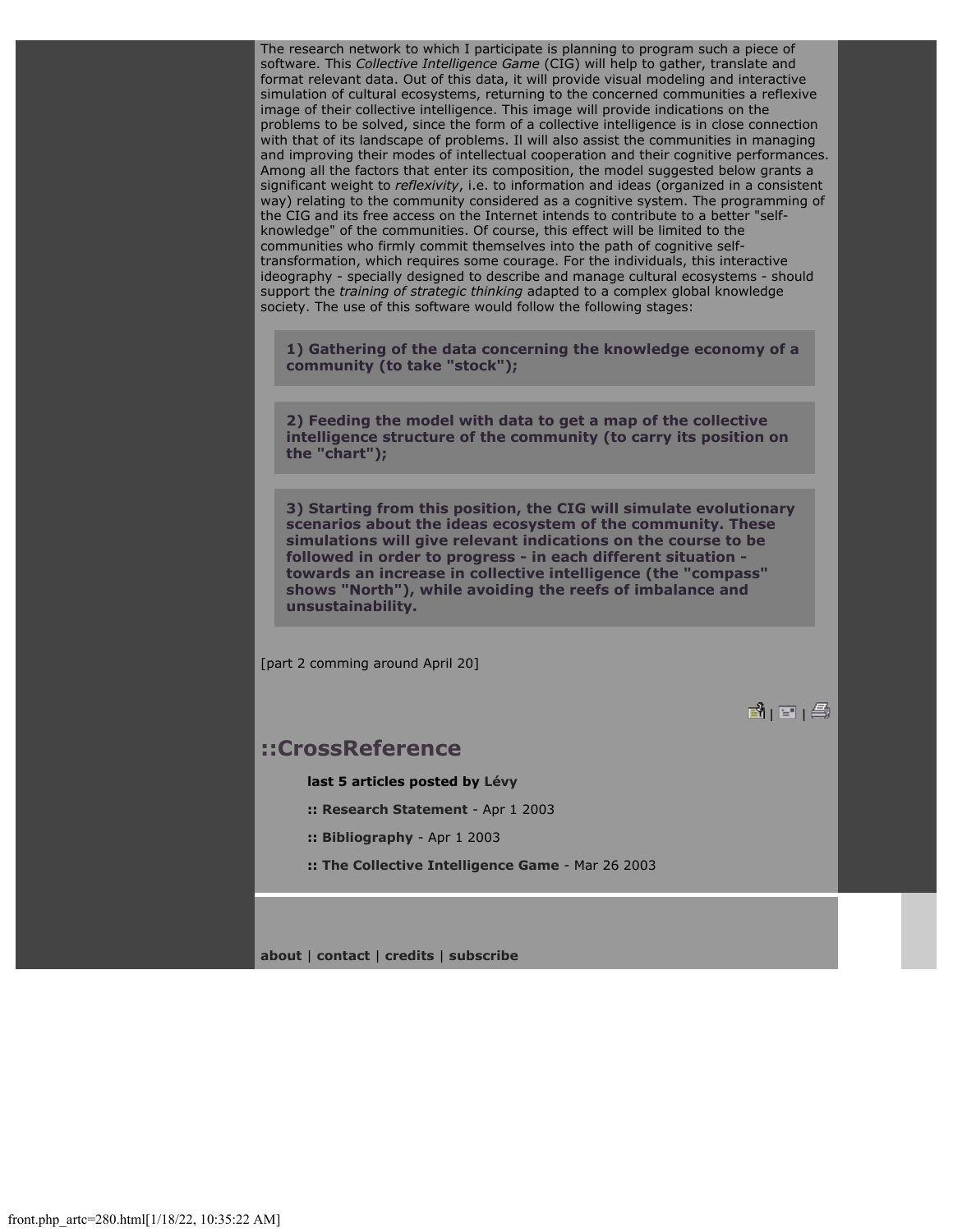The research network to which I participate is planning to program such a piece of software. This *Collective Intelligence Game* (CIG) will help to gather, translate and format relevant data. Out of this data, it will provide visual modeling and interactive simulation of cultural ecosystems, returning to the concerned communities a reflexive image of their collective intelligence. This image will provide indications on the problems to be solved, since the form of a collective intelligence is in close connection with that of its landscape of problems. Il will also assist the communities in managing and improving their modes of intellectual cooperation and their cognitive performances. Among all the factors that enter its composition, the model suggested below grants a significant weight to *reflexivity*, i.e. to information and ideas (organized in a consistent way) relating to the community considered as a cognitive system. The programming of the CIG and its free access on the Internet intends to contribute to a better "self-knowledge" of the communities. Of course, this effect will be limited to the communities who firmly commit themselves into the path of cognitive self-transformation, which requires some courage. For the individuals, this interactive ideography - specially designed to describe and manage cultural ecosystems - should support the *training of strategic thinking* adapted to a complex global knowledge society. The use of this software would follow the following stages:

> **1) Gathering of the data concerning the knowledge economy of a community (to take "stock");**

> **2) Feeding the model with data to get a map of the collective intelligence structure of the community (to carry its position on the "chart");**

> **3) Starting from this position, the CIG will simulate evolutionary scenarios about the ideas ecosystem of the community. These simulations will give relevant indications on the course to be followed in order to progress - in each different situation - towards an increase in collective intelligence (the "compass" shows "North"), while avoiding the reefs of imbalance and unsustainability.**

[part 2 comming around April 20]

## ::CrossReference

**last 5 articles posted by Lévy**

**:: Research Statement** - Apr 1 2003

**:: Bibliography** - Apr 1 2003

**:: The Collective Intelligence Game** - Mar 26 2003

**about** | **contact** | **credits** | **subscribe**